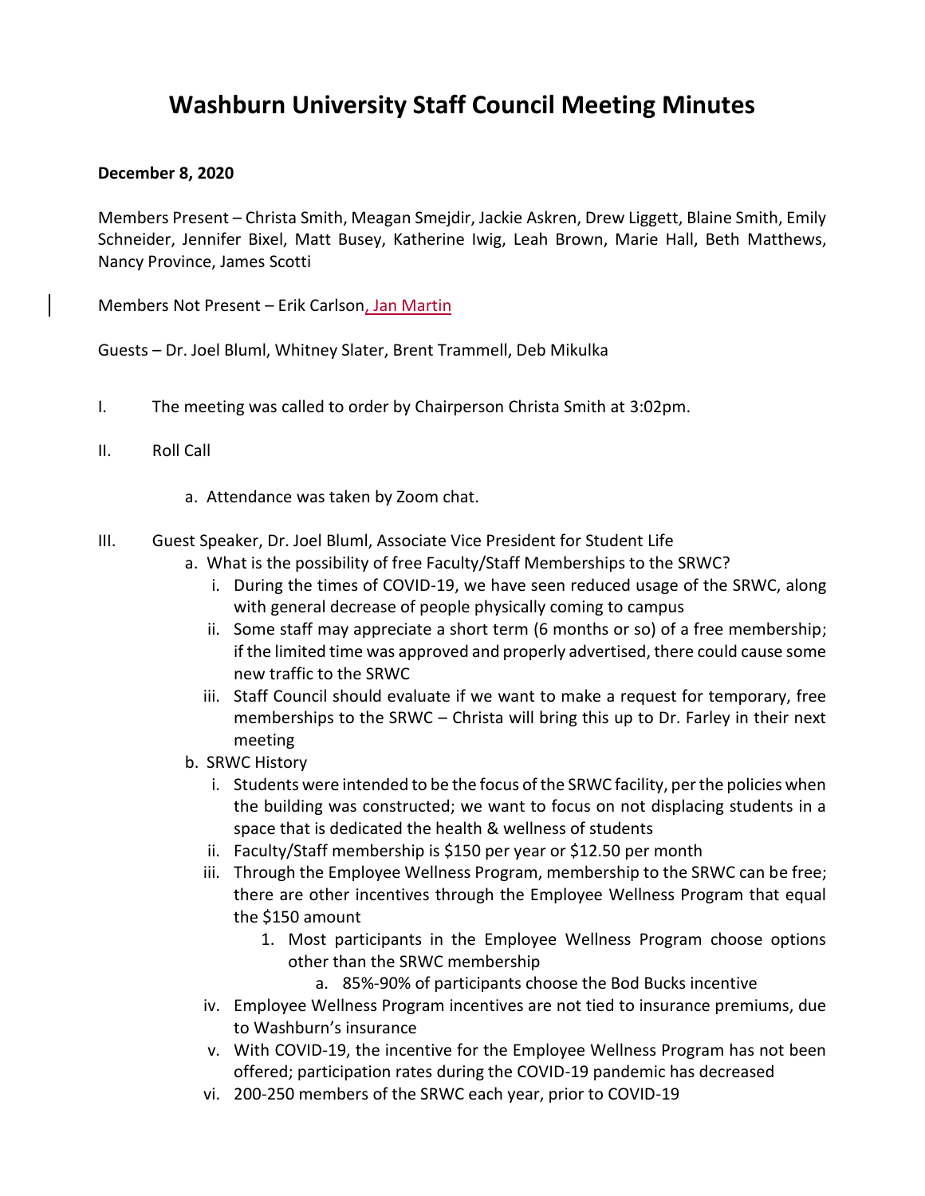# Washburn University Staff Council Meeting Minutes

**December 8, 2020**

Members Present – Christa Smith, Meagan Smejdir, Jackie Askren, Drew Liggett, Blaine Smith, Emily Schneider, Jennifer Bixel, Matt Busey, Katherine Iwig, Leah Brown, Marie Hall, Beth Matthews, Nancy Province, James Scotti

Members Not Present – Erik Carlson, Jan Martin

Guests – Dr. Joel Bluml, Whitney Slater, Brent Trammell, Deb Mikulka

I. The meeting was called to order by Chairperson Christa Smith at 3:02pm.

II. Roll Call

   a. Attendance was taken by Zoom chat.

III. Guest Speaker, Dr. Joel Bluml, Associate Vice President for Student Life

   a. What is the possibility of free Faculty/Staff Memberships to the SRWC?
      i. During the times of COVID-19, we have seen reduced usage of the SRWC, along with general decrease of people physically coming to campus
      ii. Some staff may appreciate a short term (6 months or so) of a free membership; if the limited time was approved and properly advertised, there could cause some new traffic to the SRWC
      iii. Staff Council should evaluate if we want to make a request for temporary, free memberships to the SRWC – Christa will bring this up to Dr. Farley in their next meeting
   b. SRWC History
      i. Students were intended to be the focus of the SRWC facility, per the policies when the building was constructed; we want to focus on not displacing students in a space that is dedicated the health & wellness of students
      ii. Faculty/Staff membership is $150 per year or $12.50 per month
      iii. Through the Employee Wellness Program, membership to the SRWC can be free; there are other incentives through the Employee Wellness Program that equal the $150 amount
         1. Most participants in the Employee Wellness Program choose options other than the SRWC membership
            a. 85%-90% of participants choose the Bod Bucks incentive
      iv. Employee Wellness Program incentives are not tied to insurance premiums, due to Washburn's insurance
      v. With COVID-19, the incentive for the Employee Wellness Program has not been offered; participation rates during the COVID-19 pandemic has decreased
      vi. 200-250 members of the SRWC each year, prior to COVID-19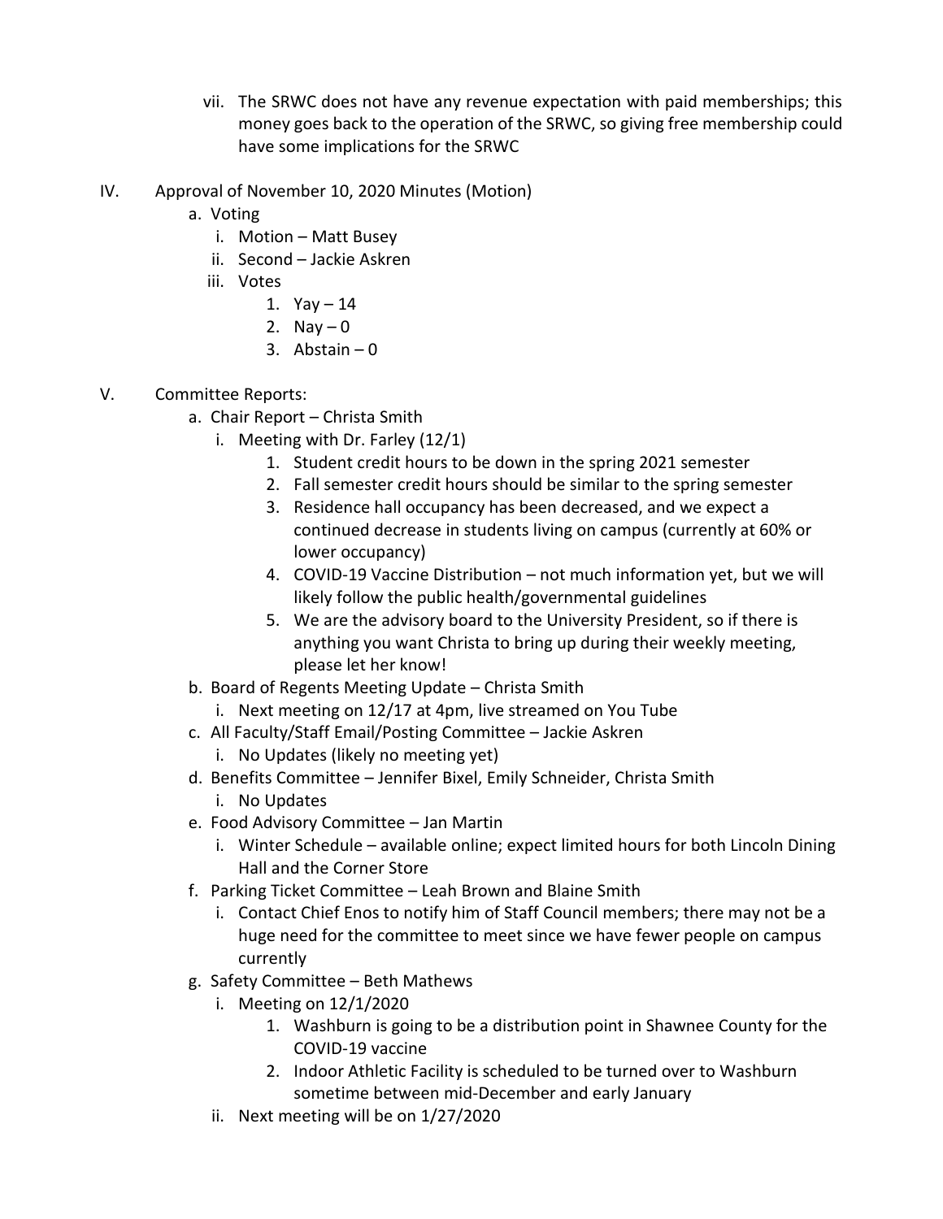vii. The SRWC does not have any revenue expectation with paid memberships; this money goes back to the operation of the SRWC, so giving free membership could have some implications for the SRWC

IV. Approval of November 10, 2020 Minutes (Motion)

- a. Voting
  - i. Motion – Matt Busey
  - ii. Second – Jackie Askren
  - iii. Votes
    1. Yay – 14
    2. Nay – 0
    3. Abstain – 0

V. Committee Reports:

- a. Chair Report – Christa Smith
  - i. Meeting with Dr. Farley (12/1)
    1. Student credit hours to be down in the spring 2021 semester
    2. Fall semester credit hours should be similar to the spring semester
    3. Residence hall occupancy has been decreased, and we expect a continued decrease in students living on campus (currently at 60% or lower occupancy)
    4. COVID-19 Vaccine Distribution – not much information yet, but we will likely follow the public health/governmental guidelines
    5. We are the advisory board to the University President, so if there is anything you want Christa to bring up during their weekly meeting, please let her know!
- b. Board of Regents Meeting Update – Christa Smith
  - i. Next meeting on 12/17 at 4pm, live streamed on You Tube
- c. All Faculty/Staff Email/Posting Committee – Jackie Askren
  - i. No Updates (likely no meeting yet)
- d. Benefits Committee – Jennifer Bixel, Emily Schneider, Christa Smith
  - i. No Updates
- e. Food Advisory Committee – Jan Martin
  - i. Winter Schedule – available online; expect limited hours for both Lincoln Dining Hall and the Corner Store
- f. Parking Ticket Committee – Leah Brown and Blaine Smith
  - i. Contact Chief Enos to notify him of Staff Council members; there may not be a huge need for the committee to meet since we have fewer people on campus currently
- g. Safety Committee – Beth Mathews
  - i. Meeting on 12/1/2020
    1. Washburn is going to be a distribution point in Shawnee County for the COVID-19 vaccine
    2. Indoor Athletic Facility is scheduled to be turned over to Washburn sometime between mid-December and early January
  - ii. Next meeting will be on 1/27/2020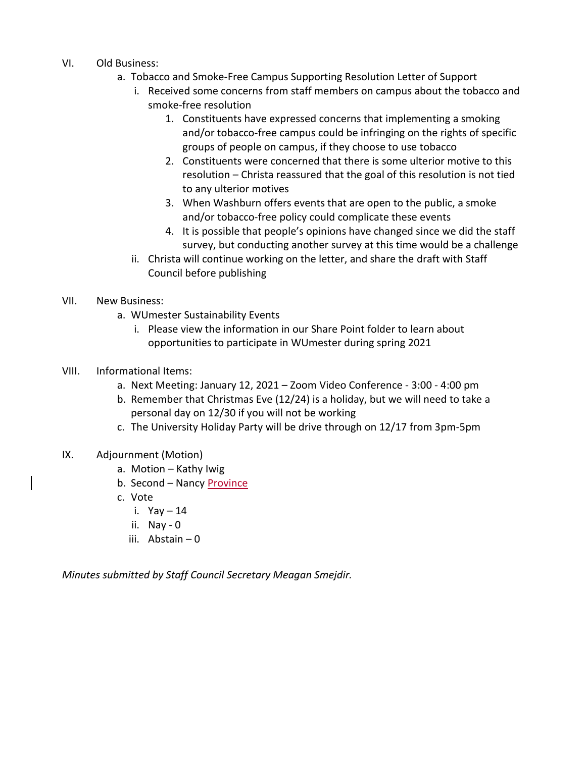VI. Old Business:

   a. Tobacco and Smoke-Free Campus Supporting Resolution Letter of Support

      i. Received some concerns from staff members on campus about the tobacco and smoke-free resolution

         1. Constituents have expressed concerns that implementing a smoking and/or tobacco-free campus could be infringing on the rights of specific groups of people on campus, if they choose to use tobacco
         2. Constituents were concerned that there is some ulterior motive to this resolution – Christa reassured that the goal of this resolution is not tied to any ulterior motives
         3. When Washburn offers events that are open to the public, a smoke and/or tobacco-free policy could complicate these events
         4. It is possible that people's opinions have changed since we did the staff survey, but conducting another survey at this time would be a challenge

      ii. Christa will continue working on the letter, and share the draft with Staff Council before publishing

VII. New Business:

   a. WUmester Sustainability Events

      i. Please view the information in our Share Point folder to learn about opportunities to participate in WUmester during spring 2021

VIII. Informational Items:

   a. Next Meeting: January 12, 2021 – Zoom Video Conference - 3:00 - 4:00 pm
   b. Remember that Christmas Eve (12/24) is a holiday, but we will need to take a personal day on 12/30 if you will not be working
   c. The University Holiday Party will be drive through on 12/17 from 3pm-5pm

IX. Adjournment (Motion)

   a. Motion – Kathy Iwig
   b. Second – Nancy Province
   c. Vote

      i. Yay – 14
      ii. Nay - 0
      iii. Abstain – 0

*Minutes submitted by Staff Council Secretary Meagan Smejdir.*